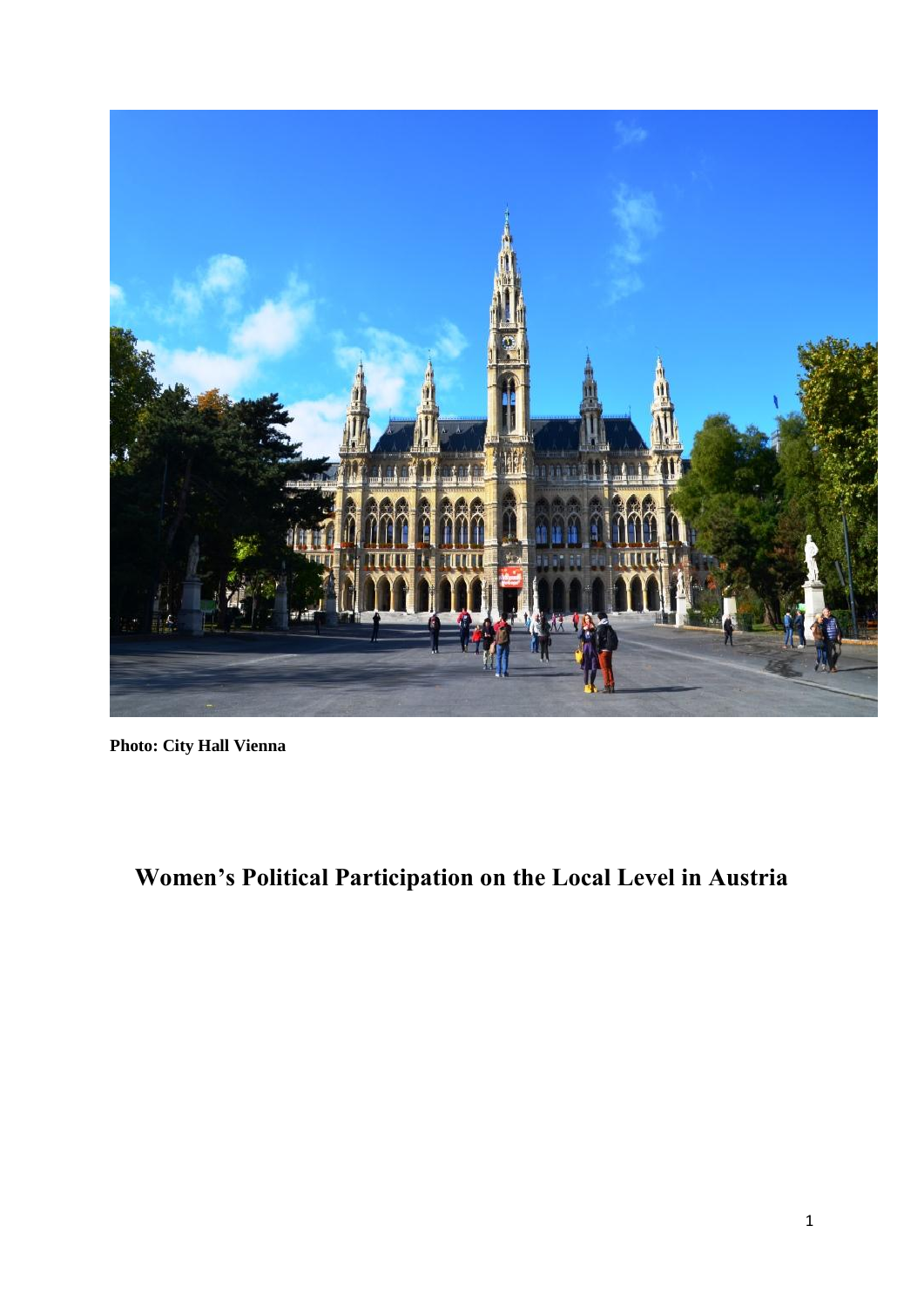**Photo: City Hall Vienna**

# Women's Political Participation on the Local Level in Austria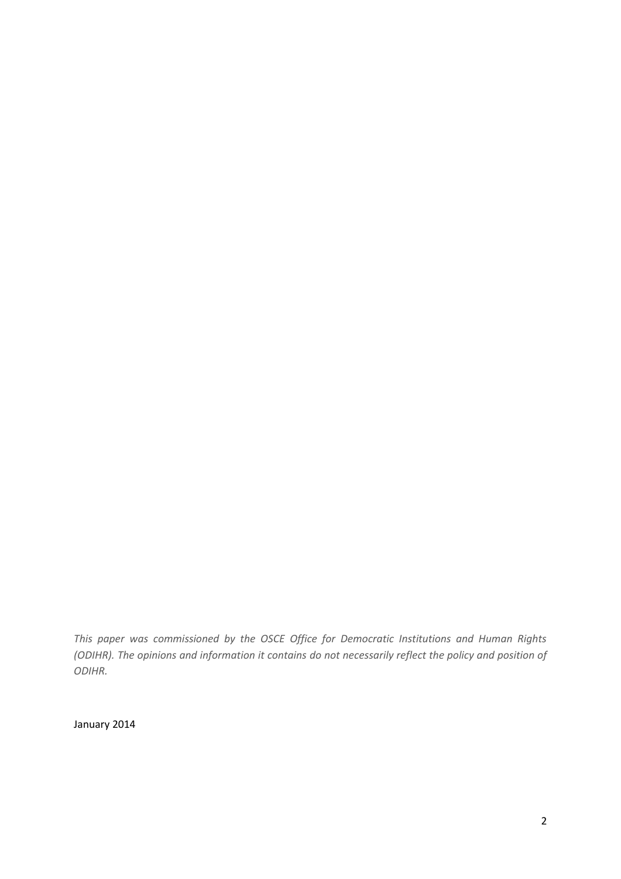*This paper was commissioned by the OSCE Office for Democratic Institutions and Human Rights (ODIHR). The opinions and information it contains do not necessarily reflect the policy and position of ODIHR.*

January 2014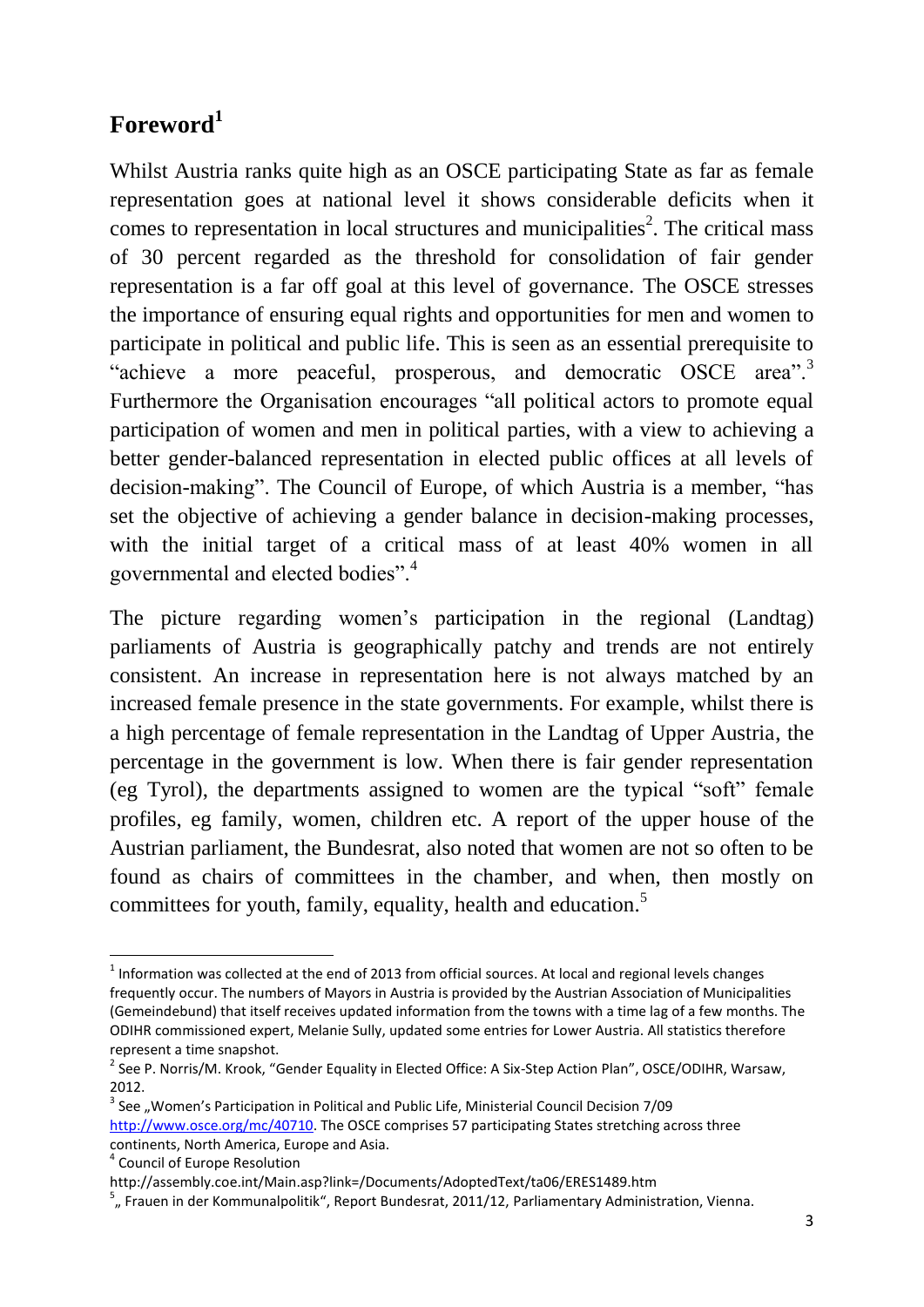# Foreword[1]

Whilst Austria ranks quite high as an OSCE participating State as far as female representation goes at national level it shows considerable deficits when it comes to representation in local structures and municipalities[2]. The critical mass of 30 percent regarded as the threshold for consolidation of fair gender representation is a far off goal at this level of governance. The OSCE stresses the importance of ensuring equal rights and opportunities for men and women to participate in political and public life. This is seen as an essential prerequisite to "achieve a more peaceful, prosperous, and democratic OSCE area".[3] Furthermore the Organisation encourages "all political actors to promote equal participation of women and men in political parties, with a view to achieving a better gender-balanced representation in elected public offices at all levels of decision-making". The Council of Europe, of which Austria is a member, "has set the objective of achieving a gender balance in decision-making processes, with the initial target of a critical mass of at least 40% women in all governmental and elected bodies".[4]

The picture regarding women's participation in the regional (Landtag) parliaments of Austria is geographically patchy and trends are not entirely consistent. An increase in representation here is not always matched by an increased female presence in the state governments. For example, whilst there is a high percentage of female representation in the Landtag of Upper Austria, the percentage in the government is low. When there is fair gender representation (eg Tyrol), the departments assigned to women are the typical "soft" female profiles, eg family, women, children etc. A report of the upper house of the Austrian parliament, the Bundesrat, also noted that women are not so often to be found as chairs of committees in the chamber, and when, then mostly on committees for youth, family, equality, health and education.[5]

---

[1] Information was collected at the end of 2013 from official sources. At local and regional levels changes frequently occur. The numbers of Mayors in Austria is provided by the Austrian Association of Municipalities (Gemeindebund) that itself receives updated information from the towns with a time lag of a few months. The ODIHR commissioned expert, Melanie Sully, updated some entries for Lower Austria. All statistics therefore represent a time snapshot.

[2] See P. Norris/M. Krook, "Gender Equality in Elected Office: A Six-Step Action Plan", OSCE/ODIHR, Warsaw, 2012.

[3] See „Women's Participation in Political and Public Life, Ministerial Council Decision 7/09 http://www.osce.org/mc/40710. The OSCE comprises 57 participating States stretching across three continents, North America, Europe and Asia.

[4] Council of Europe Resolution http://assembly.coe.int/Main.asp?link=/Documents/AdoptedText/ta06/ERES1489.htm

[5] „ Frauen in der Kommunalpolitik", Report Bundesrat, 2011/12, Parliamentary Administration, Vienna.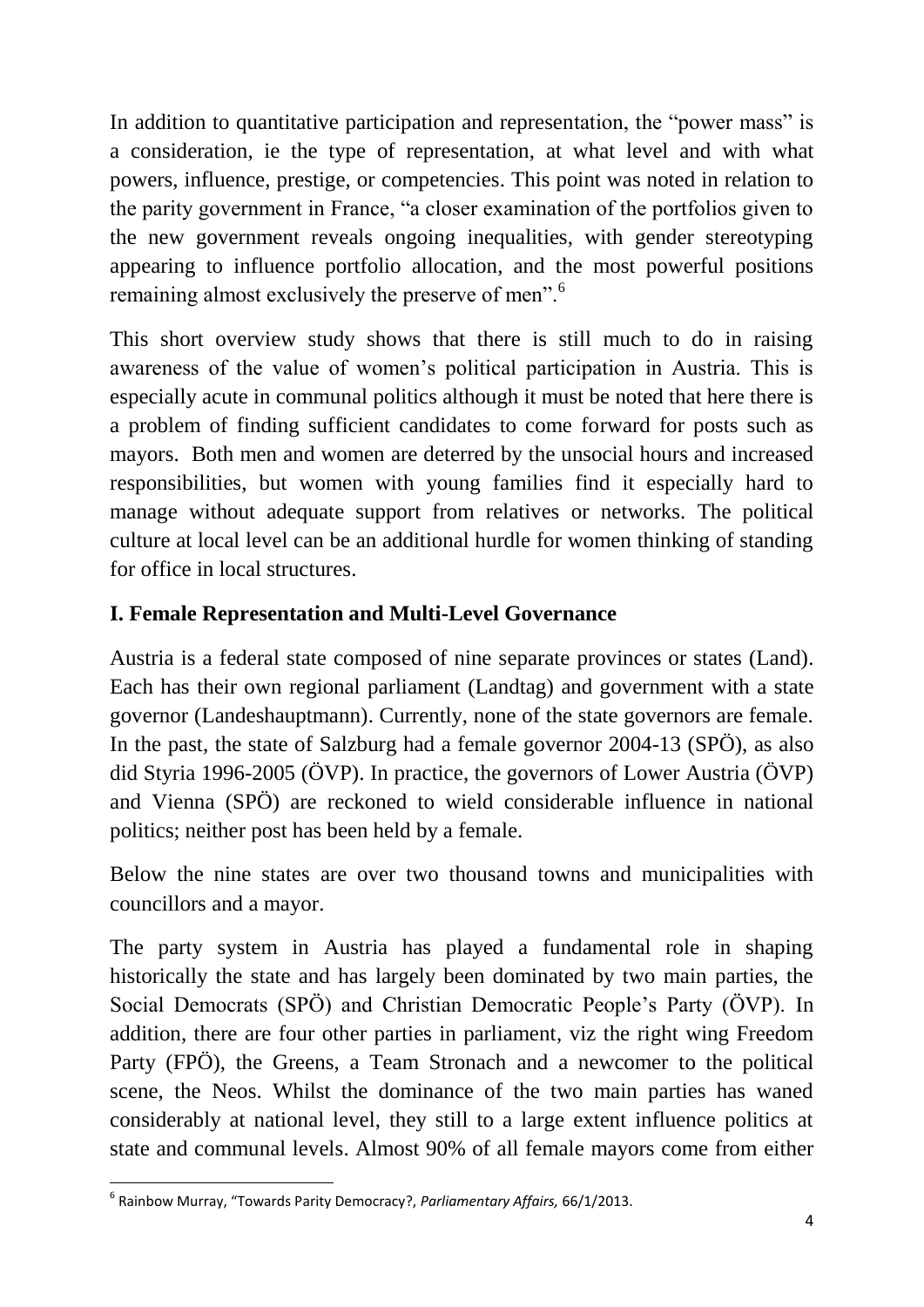In addition to quantitative participation and representation, the "power mass" is a consideration, ie the type of representation, at what level and with what powers, influence, prestige, or competencies. This point was noted in relation to the parity government in France, "a closer examination of the portfolios given to the new government reveals ongoing inequalities, with gender stereotyping appearing to influence portfolio allocation, and the most powerful positions remaining almost exclusively the preserve of men".[6]

This short overview study shows that there is still much to do in raising awareness of the value of women's political participation in Austria. This is especially acute in communal politics although it must be noted that here there is a problem of finding sufficient candidates to come forward for posts such as mayors. Both men and women are deterred by the unsocial hours and increased responsibilities, but women with young families find it especially hard to manage without adequate support from relatives or networks. The political culture at local level can be an additional hurdle for women thinking of standing for office in local structures.

## I. Female Representation and Multi-Level Governance

Austria is a federal state composed of nine separate provinces or states (Land). Each has their own regional parliament (Landtag) and government with a state governor (Landeshauptmann). Currently, none of the state governors are female. In the past, the state of Salzburg had a female governor 2004-13 (SPÖ), as also did Styria 1996-2005 (ÖVP). In practice, the governors of Lower Austria (ÖVP) and Vienna (SPÖ) are reckoned to wield considerable influence in national politics; neither post has been held by a female.

Below the nine states are over two thousand towns and municipalities with councillors and a mayor.

The party system in Austria has played a fundamental role in shaping historically the state and has largely been dominated by two main parties, the Social Democrats (SPÖ) and Christian Democratic People's Party (ÖVP). In addition, there are four other parties in parliament, viz the right wing Freedom Party (FPÖ), the Greens, a Team Stronach and a newcomer to the political scene, the Neos. Whilst the dominance of the two main parties has waned considerably at national level, they still to a large extent influence politics at state and communal levels. Almost 90% of all female mayors come from either

---

[6] Rainbow Murray, "Towards Parity Democracy?, *Parliamentary Affairs,* 66/1/2013.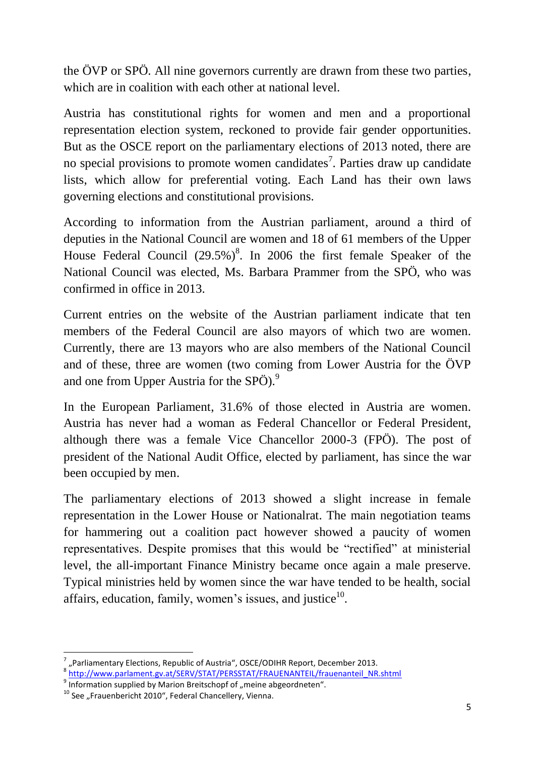the ÖVP or SPÖ. All nine governors currently are drawn from these two parties, which are in coalition with each other at national level.

Austria has constitutional rights for women and men and a proportional representation election system, reckoned to provide fair gender opportunities. But as the OSCE report on the parliamentary elections of 2013 noted, there are no special provisions to promote women candidates[7]. Parties draw up candidate lists, which allow for preferential voting. Each Land has their own laws governing elections and constitutional provisions.

According to information from the Austrian parliament, around a third of deputies in the National Council are women and 18 of 61 members of the Upper House Federal Council (29.5%)[8]. In 2006 the first female Speaker of the National Council was elected, Ms. Barbara Prammer from the SPÖ, who was confirmed in office in 2013.

Current entries on the website of the Austrian parliament indicate that ten members of the Federal Council are also mayors of which two are women. Currently, there are 13 mayors who are also members of the National Council and of these, three are women (two coming from Lower Austria for the ÖVP and one from Upper Austria for the SPÖ).[9]

In the European Parliament, 31.6% of those elected in Austria are women. Austria has never had a woman as Federal Chancellor or Federal President, although there was a female Vice Chancellor 2000-3 (FPÖ). The post of president of the National Audit Office, elected by parliament, has since the war been occupied by men.

The parliamentary elections of 2013 showed a slight increase in female representation in the Lower House or Nationalrat. The main negotiation teams for hammering out a coalition pact however showed a paucity of women representatives. Despite promises that this would be "rectified" at ministerial level, the all-important Finance Ministry became once again a male preserve. Typical ministries held by women since the war have tended to be health, social affairs, education, family, women's issues, and justice[10].

---

[7] „Parliamentary Elections, Republic of Austria", OSCE/ODIHR Report, December 2013.

[8] http://www.parlament.gv.at/SERV/STAT/PERSSTAT/FRAUENANTEIL/frauenanteil_NR.shtml

[9] Information supplied by Marion Breitschopf of „meine abgeordneten".

[10] See „Frauenbericht 2010", Federal Chancellery, Vienna.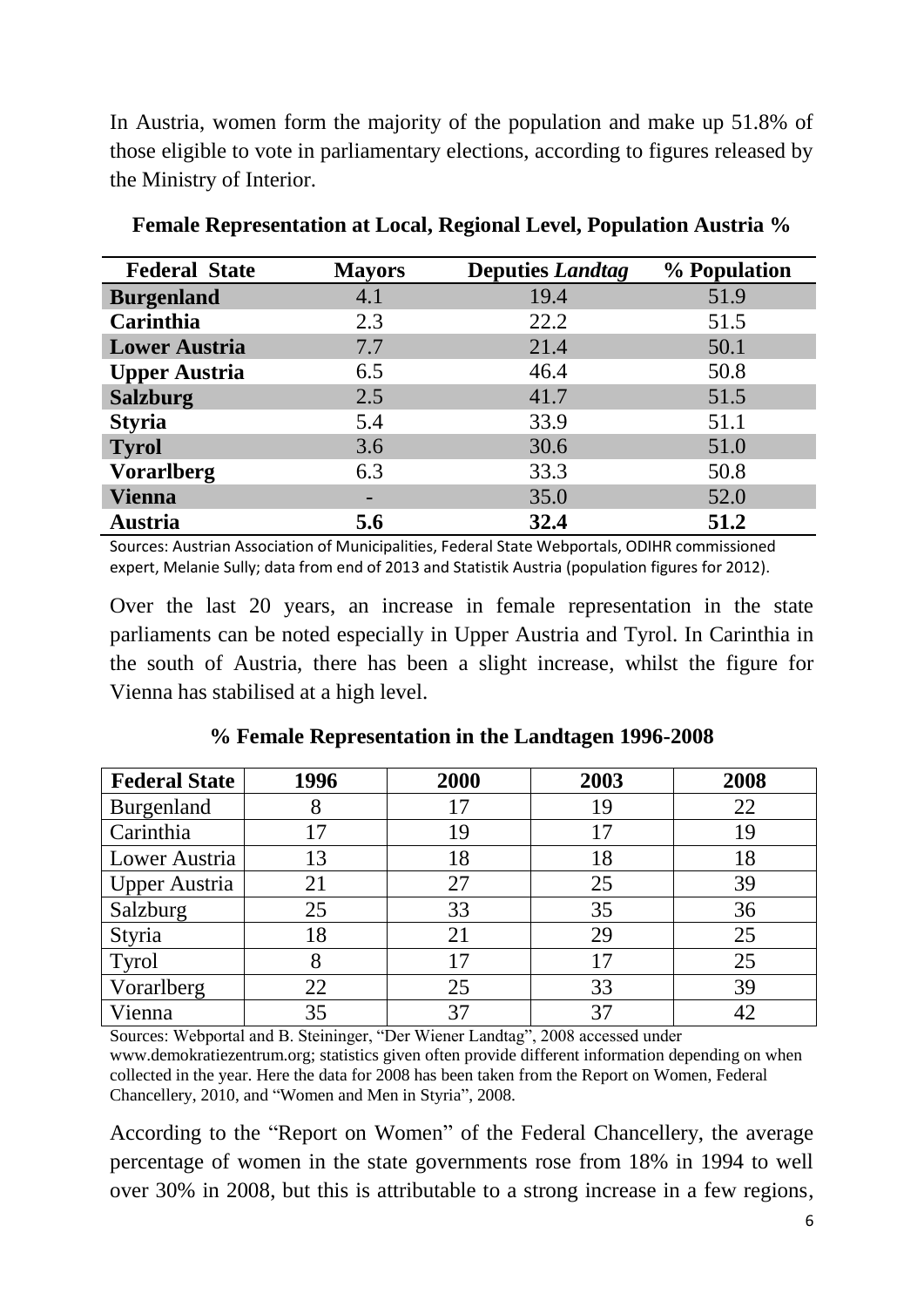In Austria, women form the majority of the population and make up 51.8% of those eligible to vote in parliamentary elections, according to figures released by the Ministry of Interior.

**Female Representation at Local, Regional Level, Population Austria %**

| Federal State | Mayors | Deputies *Landtag* | % Population |
|---|---|---|---|
| **Burgenland** | 4.1 | 19.4 | 51.9 |
| **Carinthia** | 2.3 | 22.2 | 51.5 |
| **Lower Austria** | 7.7 | 21.4 | 50.1 |
| **Upper Austria** | 6.5 | 46.4 | 50.8 |
| **Salzburg** | 2.5 | 41.7 | 51.5 |
| **Styria** | 5.4 | 33.9 | 51.1 |
| **Tyrol** | 3.6 | 30.6 | 51.0 |
| **Vorarlberg** | 6.3 | 33.3 | 50.8 |
| **Vienna** | - | 35.0 | 52.0 |
| **Austria** | **5.6** | **32.4** | **51.2** |

Sources: Austrian Association of Municipalities, Federal State Webportals, ODIHR commissioned expert, Melanie Sully; data from end of 2013 and Statistik Austria (population figures for 2012).

Over the last 20 years, an increase in female representation in the state parliaments can be noted especially in Upper Austria and Tyrol. In Carinthia in the south of Austria, there has been a slight increase, whilst the figure for Vienna has stabilised at a high level.

**% Female Representation in the Landtagen 1996-2008**

| Federal State | 1996 | 2000 | 2003 | 2008 |
|---|---|---|---|---|
| Burgenland | 8 | 17 | 19 | 22 |
| Carinthia | 17 | 19 | 17 | 19 |
| Lower Austria | 13 | 18 | 18 | 18 |
| Upper Austria | 21 | 27 | 25 | 39 |
| Salzburg | 25 | 33 | 35 | 36 |
| Styria | 18 | 21 | 29 | 25 |
| Tyrol | 8 | 17 | 17 | 25 |
| Vorarlberg | 22 | 25 | 33 | 39 |
| Vienna | 35 | 37 | 37 | 42 |

Sources: Webportal and B. Steininger, "Der Wiener Landtag", 2008 accessed under www.demokratiezentrum.org; statistics given often provide different information depending on when collected in the year. Here the data for 2008 has been taken from the Report on Women, Federal Chancellery, 2010, and "Women and Men in Styria", 2008.

According to the "Report on Women" of the Federal Chancellery, the average percentage of women in the state governments rose from 18% in 1994 to well over 30% in 2008, but this is attributable to a strong increase in a few regions,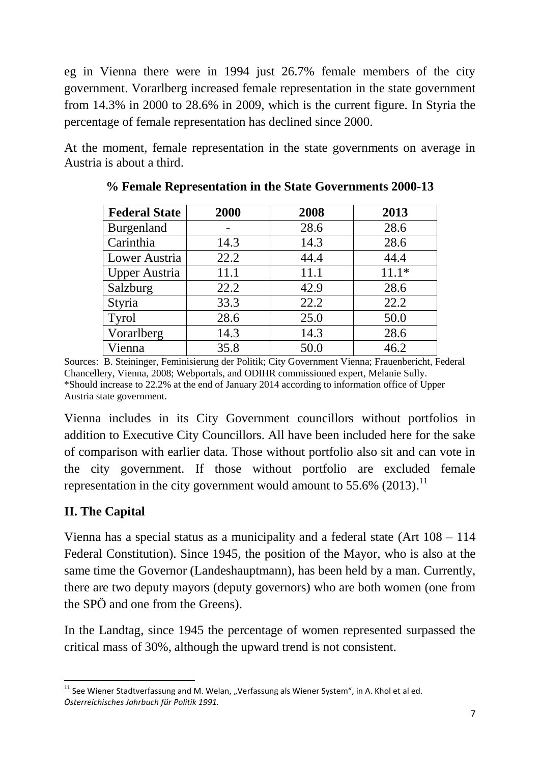eg in Vienna there were in 1994 just 26.7% female members of the city government. Vorarlberg increased female representation in the state government from 14.3% in 2000 to 28.6% in 2009, which is the current figure. In Styria the percentage of female representation has declined since 2000.

At the moment, female representation in the state governments on average in Austria is about a third.

**% Female Representation in the State Governments 2000-13**

| Federal State | 2000 | 2008 | 2013 |
|---|---|---|---|
| Burgenland | - | 28.6 | 28.6 |
| Carinthia | 14.3 | 14.3 | 28.6 |
| Lower Austria | 22.2 | 44.4 | 44.4 |
| Upper Austria | 11.1 | 11.1 | 11.1* |
| Salzburg | 22.2 | 42.9 | 28.6 |
| Styria | 33.3 | 22.2 | 22.2 |
| Tyrol | 28.6 | 25.0 | 50.0 |
| Vorarlberg | 14.3 | 14.3 | 28.6 |
| Vienna | 35.8 | 50.0 | 46.2 |

Sources: B. Steininger, Feminisierung der Politik; City Government Vienna; Frauenbericht, Federal Chancellery, Vienna, 2008; Webportals, and ODIHR commissioned expert, Melanie Sully.
*Should increase to 22.2% at the end of January 2014 according to information office of Upper Austria state government.

Vienna includes in its City Government councillors without portfolios in addition to Executive City Councillors. All have been included here for the sake of comparison with earlier data. Those without portfolio also sit and can vote in the city government. If those without portfolio are excluded female representation in the city government would amount to 55.6% (2013).[11]

## II. The Capital

Vienna has a special status as a municipality and a federal state (Art 108 – 114 Federal Constitution). Since 1945, the position of the Mayor, who is also at the same time the Governor (Landeshauptmann), has been held by a man. Currently, there are two deputy mayors (deputy governors) who are both women (one from the SPÖ and one from the Greens).

In the Landtag, since 1945 the percentage of women represented surpassed the critical mass of 30%, although the upward trend is not consistent.

[11] See Wiener Stadtverfassung and M. Welan, „Verfassung als Wiener System", in A. Khol et al ed. *Österreichisches Jahrbuch für Politik 1991.*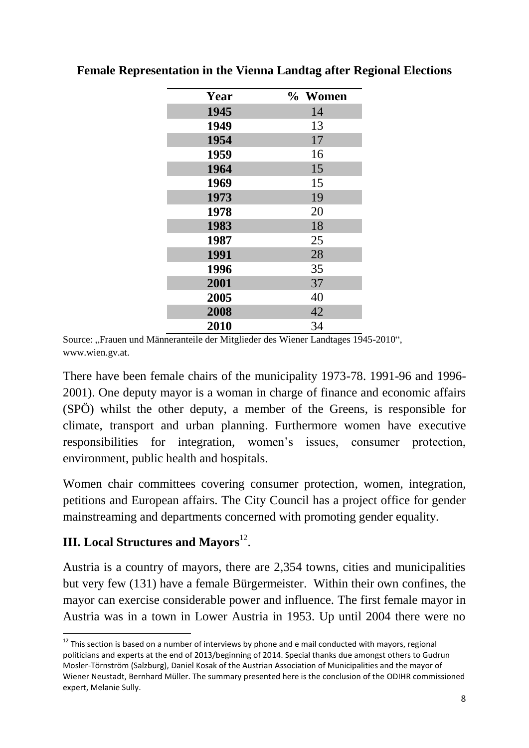**Female Representation in the Vienna Landtag after Regional Elections**

| Year | % Women |
|---|---|
| 1945 | 14 |
| 1949 | 13 |
| 1954 | 17 |
| 1959 | 16 |
| 1964 | 15 |
| 1969 | 15 |
| 1973 | 19 |
| 1978 | 20 |
| 1983 | 18 |
| 1987 | 25 |
| 1991 | 28 |
| 1996 | 35 |
| 2001 | 37 |
| 2005 | 40 |
| 2008 | 42 |
| 2010 | 34 |

Source: „Frauen und Männeranteile der Mitglieder des Wiener Landtages 1945-2010", www.wien.gv.at.

There have been female chairs of the municipality 1973-78. 1991-96 and 1996-2001). One deputy mayor is a woman in charge of finance and economic affairs (SPÖ) whilst the other deputy, a member of the Greens, is responsible for climate, transport and urban planning. Furthermore women have executive responsibilities for integration, women's issues, consumer protection, environment, public health and hospitals.

Women chair committees covering consumer protection, women, integration, petitions and European affairs. The City Council has a project office for gender mainstreaming and departments concerned with promoting gender equality.

## III. Local Structures and Mayors[12].

Austria is a country of mayors, there are 2,354 towns, cities and municipalities but very few (131) have a female Bürgermeister. Within their own confines, the mayor can exercise considerable power and influence. The first female mayor in Austria was in a town in Lower Austria in 1953. Up until 2004 there were no

[12] This section is based on a number of interviews by phone and e mail conducted with mayors, regional politicians and experts at the end of 2013/beginning of 2014. Special thanks due amongst others to Gudrun Mosler-Törnström (Salzburg), Daniel Kosak of the Austrian Association of Municipalities and the mayor of Wiener Neustadt, Bernhard Müller. The summary presented here is the conclusion of the ODIHR commissioned expert, Melanie Sully.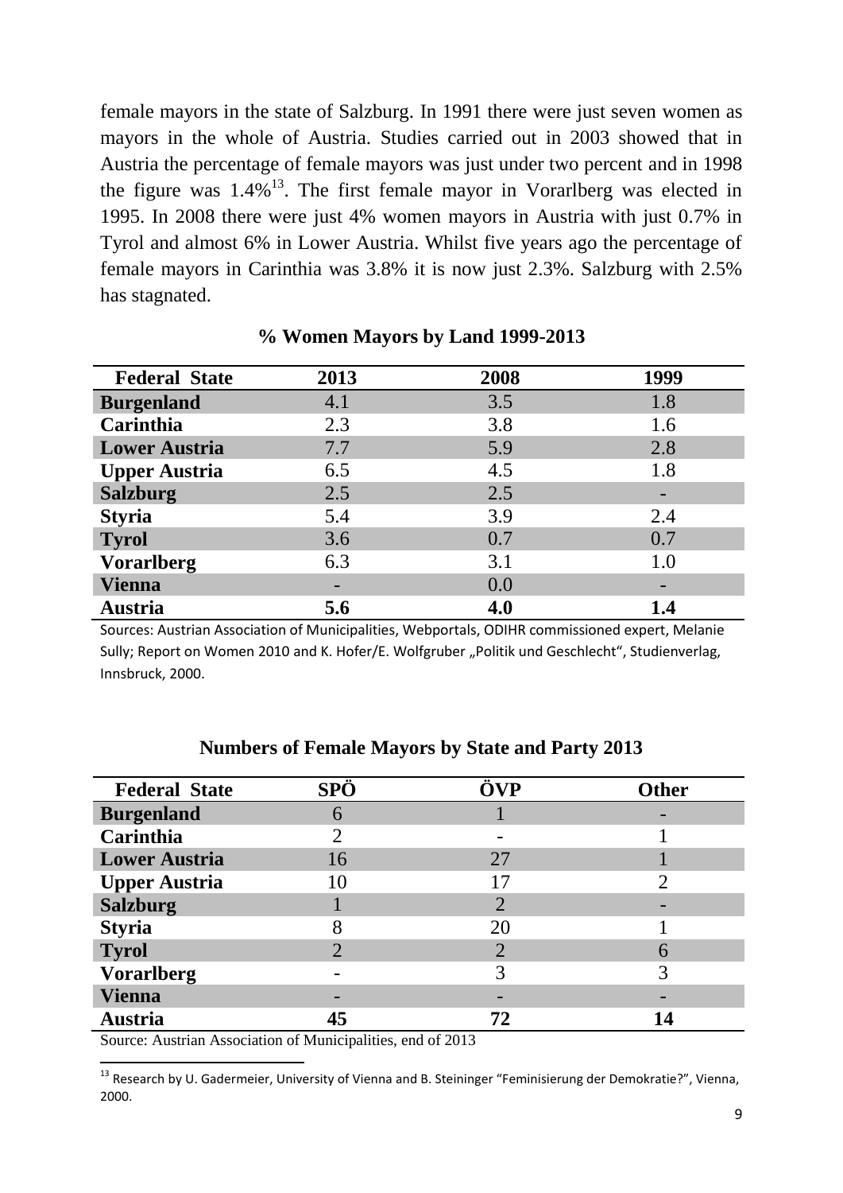female mayors in the state of Salzburg. In 1991 there were just seven women as mayors in the whole of Austria. Studies carried out in 2003 showed that in Austria the percentage of female mayors was just under two percent and in 1998 the figure was 1.4%[13]. The first female mayor in Vorarlberg was elected in 1995. In 2008 there were just 4% women mayors in Austria with just 0.7% in Tyrol and almost 6% in Lower Austria. Whilst five years ago the percentage of female mayors in Carinthia was 3.8% it is now just 2.3%. Salzburg with 2.5% has stagnated.

**% Women Mayors by Land 1999-2013**

| Federal State | 2013 | 2008 | 1999 |
|---|---|---|---|
| **Burgenland** | 4.1 | 3.5 | 1.8 |
| **Carinthia** | 2.3 | 3.8 | 1.6 |
| **Lower Austria** | 7.7 | 5.9 | 2.8 |
| **Upper Austria** | 6.5 | 4.5 | 1.8 |
| **Salzburg** | 2.5 | 2.5 | - |
| **Styria** | 5.4 | 3.9 | 2.4 |
| **Tyrol** | 3.6 | 0.7 | 0.7 |
| **Vorarlberg** | 6.3 | 3.1 | 1.0 |
| **Vienna** | - | 0.0 | - |
| **Austria** | **5.6** | **4.0** | **1.4** |

Sources: Austrian Association of Municipalities, Webportals, ODIHR commissioned expert, Melanie Sully; Report on Women 2010 and K. Hofer/E. Wolfgruber „Politik und Geschlecht", Studienverlag, Innsbruck, 2000.

**Numbers of Female Mayors by State and Party 2013**

| Federal State | SPÖ | ÖVP | Other |
|---|---|---|---|
| **Burgenland** | 6 | 1 | - |
| **Carinthia** | 2 | - | 1 |
| **Lower Austria** | 16 | 27 | 1 |
| **Upper Austria** | 10 | 17 | 2 |
| **Salzburg** | 1 | 2 | - |
| **Styria** | 8 | 20 | 1 |
| **Tyrol** | 2 | 2 | 6 |
| **Vorarlberg** | - | 3 | 3 |
| **Vienna** | - | - | - |
| **Austria** | **45** | **72** | **14** |

Source: Austrian Association of Municipalities, end of 2013

[13] Research by U. Gadermeier, University of Vienna and B. Steininger "Feminisierung der Demokratie?", Vienna, 2000.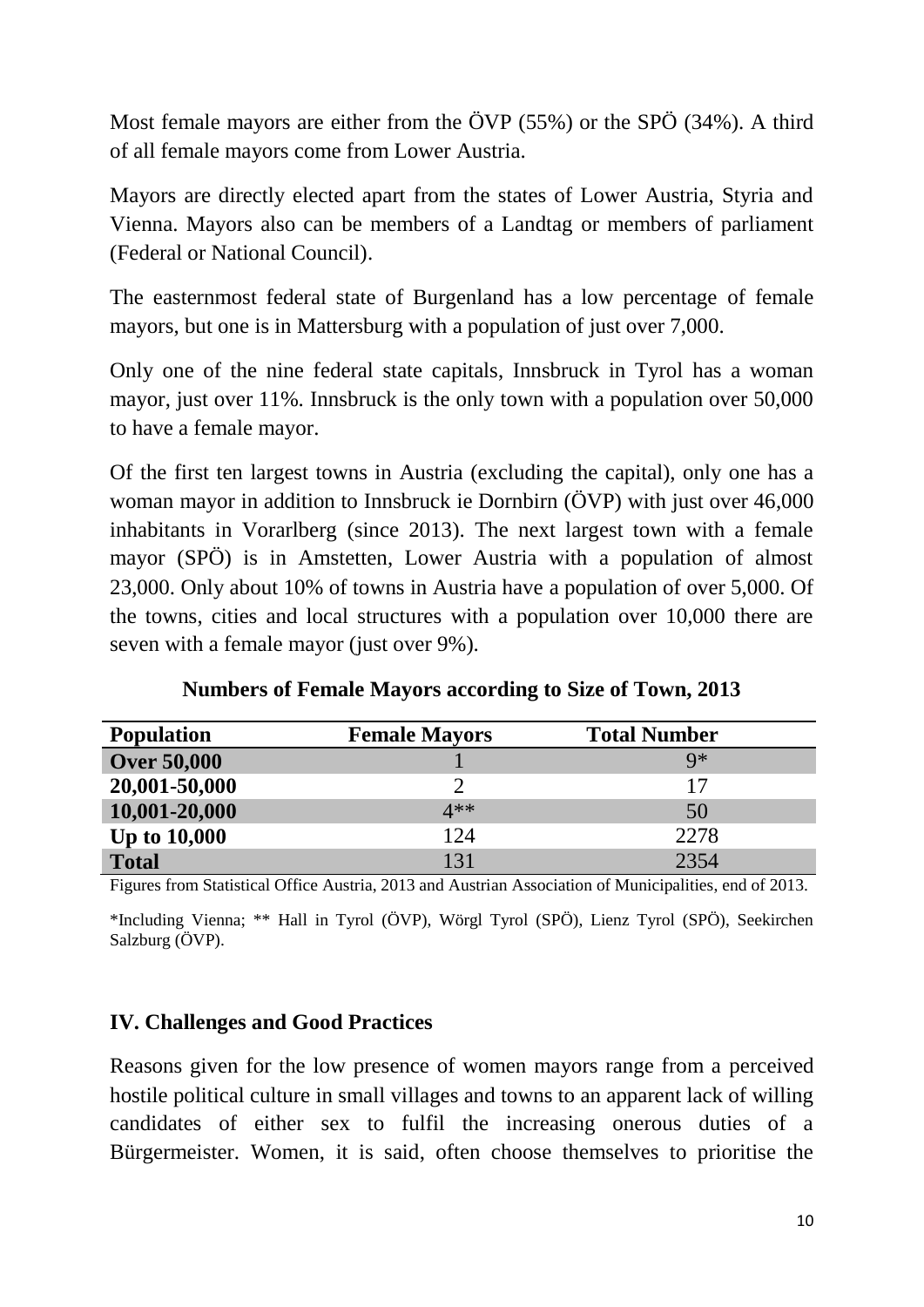Most female mayors are either from the ÖVP (55%) or the SPÖ (34%). A third of all female mayors come from Lower Austria.

Mayors are directly elected apart from the states of Lower Austria, Styria and Vienna. Mayors also can be members of a Landtag or members of parliament (Federal or National Council).

The easternmost federal state of Burgenland has a low percentage of female mayors, but one is in Mattersburg with a population of just over 7,000.

Only one of the nine federal state capitals, Innsbruck in Tyrol has a woman mayor, just over 11%. Innsbruck is the only town with a population over 50,000 to have a female mayor.

Of the first ten largest towns in Austria (excluding the capital), only one has a woman mayor in addition to Innsbruck ie Dornbirn (ÖVP) with just over 46,000 inhabitants in Vorarlberg (since 2013). The next largest town with a female mayor (SPÖ) is in Amstetten, Lower Austria with a population of almost 23,000. Only about 10% of towns in Austria have a population of over 5,000. Of the towns, cities and local structures with a population over 10,000 there are seven with a female mayor (just over 9%).

**Numbers of Female Mayors according to Size of Town, 2013**

| Population | Female Mayors | Total Number |
|---|---|---|
| **Over 50,000** | 1 | 9* |
| **20,001-50,000** | 2 | 17 |
| **10,001-20,000** | 4** | 50 |
| **Up to 10,000** | 124 | 2278 |
| **Total** | 131 | 2354 |

Figures from Statistical Office Austria, 2013 and Austrian Association of Municipalities, end of 2013.

*Including Vienna; ** Hall in Tyrol (ÖVP), Wörgl Tyrol (SPÖ), Lienz Tyrol (SPÖ), Seekirchen Salzburg (ÖVP).

## IV. Challenges and Good Practices

Reasons given for the low presence of women mayors range from a perceived hostile political culture in small villages and towns to an apparent lack of willing candidates of either sex to fulfil the increasing onerous duties of a Bürgermeister. Women, it is said, often choose themselves to prioritise the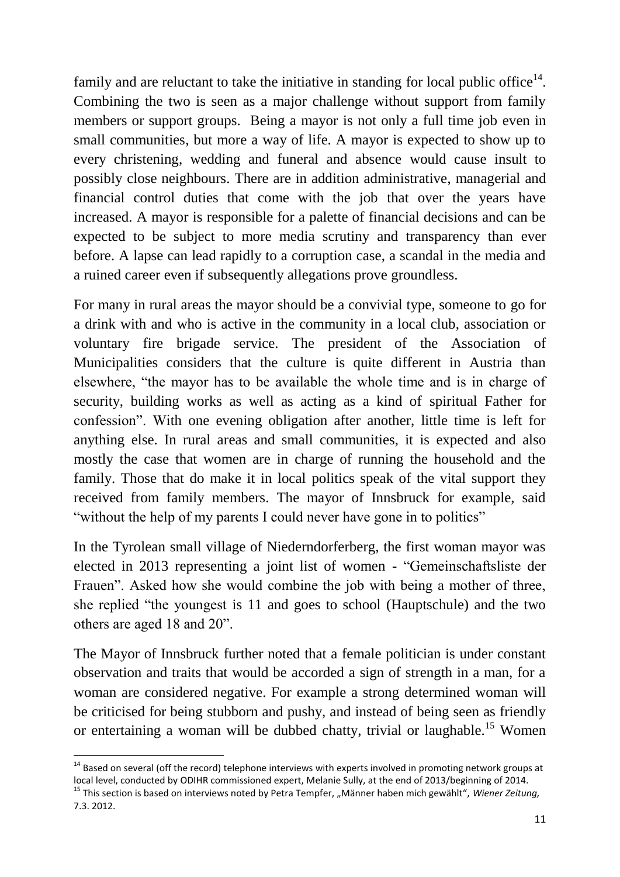family and are reluctant to take the initiative in standing for local public office[14]. Combining the two is seen as a major challenge without support from family members or support groups. Being a mayor is not only a full time job even in small communities, but more a way of life. A mayor is expected to show up to every christening, wedding and funeral and absence would cause insult to possibly close neighbours. There are in addition administrative, managerial and financial control duties that come with the job that over the years have increased. A mayor is responsible for a palette of financial decisions and can be expected to be subject to more media scrutiny and transparency than ever before. A lapse can lead rapidly to a corruption case, a scandal in the media and a ruined career even if subsequently allegations prove groundless.

For many in rural areas the mayor should be a convivial type, someone to go for a drink with and who is active in the community in a local club, association or voluntary fire brigade service. The president of the Association of Municipalities considers that the culture is quite different in Austria than elsewhere, "the mayor has to be available the whole time and is in charge of security, building works as well as acting as a kind of spiritual Father for confession". With one evening obligation after another, little time is left for anything else. In rural areas and small communities, it is expected and also mostly the case that women are in charge of running the household and the family. Those that do make it in local politics speak of the vital support they received from family members. The mayor of Innsbruck for example, said "without the help of my parents I could never have gone in to politics"

In the Tyrolean small village of Niederndorferberg, the first woman mayor was elected in 2013 representing a joint list of women - "Gemeinschaftsliste der Frauen". Asked how she would combine the job with being a mother of three, she replied "the youngest is 11 and goes to school (Hauptschule) and the two others are aged 18 and 20".

The Mayor of Innsbruck further noted that a female politician is under constant observation and traits that would be accorded a sign of strength in a man, for a woman are considered negative. For example a strong determined woman will be criticised for being stubborn and pushy, and instead of being seen as friendly or entertaining a woman will be dubbed chatty, trivial or laughable.[15] Women

---

[14] Based on several (off the record) telephone interviews with experts involved in promoting network groups at local level, conducted by ODIHR commissioned expert, Melanie Sully, at the end of 2013/beginning of 2014.

[15] This section is based on interviews noted by Petra Tempfer, „Männer haben mich gewählt", *Wiener Zeitung,* 7.3. 2012.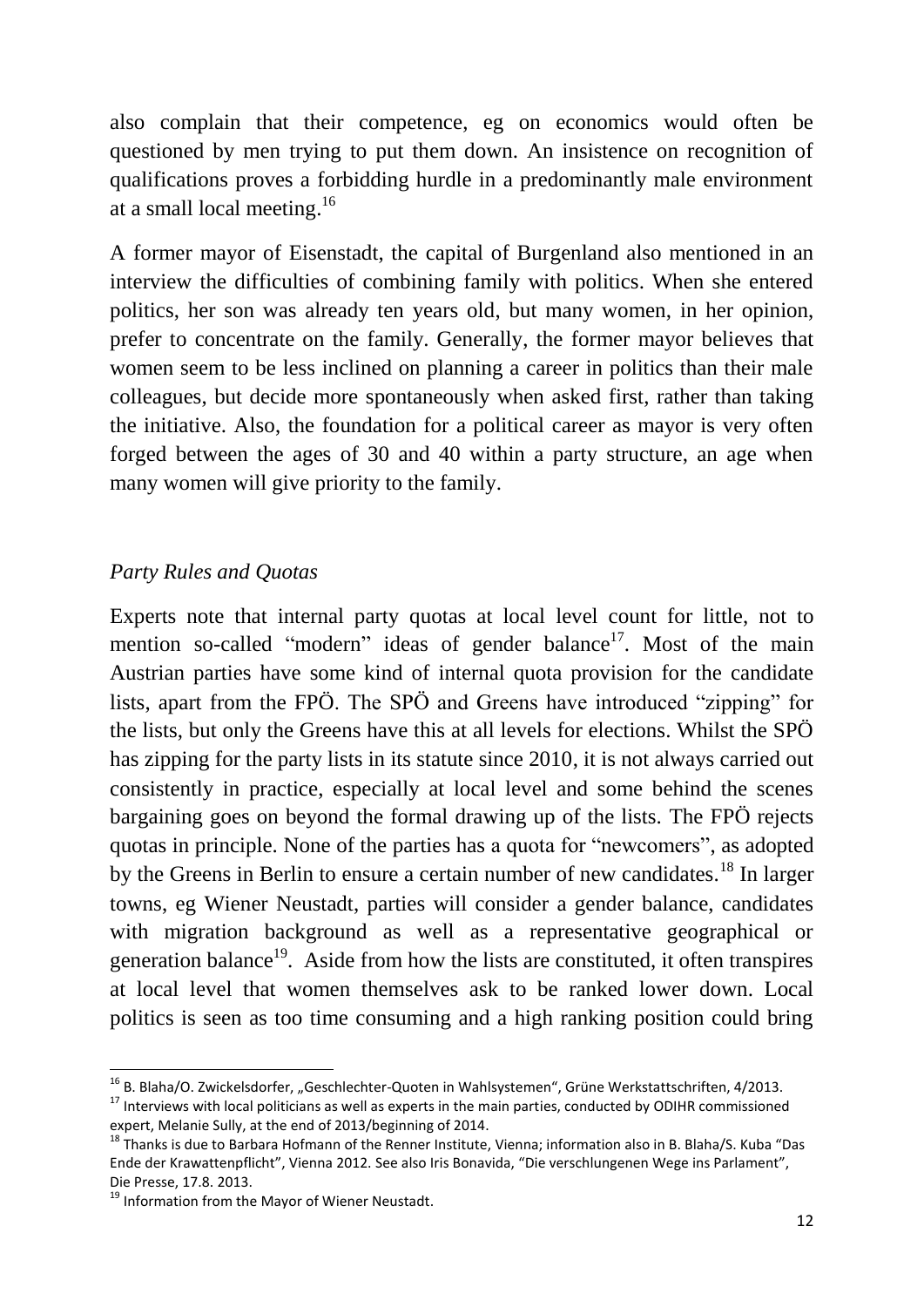also complain that their competence, eg on economics would often be questioned by men trying to put them down. An insistence on recognition of qualifications proves a forbidding hurdle in a predominantly male environment at a small local meeting.[16]

A former mayor of Eisenstadt, the capital of Burgenland also mentioned in an interview the difficulties of combining family with politics. When she entered politics, her son was already ten years old, but many women, in her opinion, prefer to concentrate on the family. Generally, the former mayor believes that women seem to be less inclined on planning a career in politics than their male colleagues, but decide more spontaneously when asked first, rather than taking the initiative. Also, the foundation for a political career as mayor is very often forged between the ages of 30 and 40 within a party structure, an age when many women will give priority to the family.

### *Party Rules and Quotas*

Experts note that internal party quotas at local level count for little, not to mention so-called "modern" ideas of gender balance[17]. Most of the main Austrian parties have some kind of internal quota provision for the candidate lists, apart from the FPÖ. The SPÖ and Greens have introduced "zipping" for the lists, but only the Greens have this at all levels for elections. Whilst the SPÖ has zipping for the party lists in its statute since 2010, it is not always carried out consistently in practice, especially at local level and some behind the scenes bargaining goes on beyond the formal drawing up of the lists. The FPÖ rejects quotas in principle. None of the parties has a quota for "newcomers", as adopted by the Greens in Berlin to ensure a certain number of new candidates.[18] In larger towns, eg Wiener Neustadt, parties will consider a gender balance, candidates with migration background as well as a representative geographical or generation balance[19]. Aside from how the lists are constituted, it often transpires at local level that women themselves ask to be ranked lower down. Local politics is seen as too time consuming and a high ranking position could bring

---

[16] B. Blaha/O. Zwickelsdorfer, „Geschlechter-Quoten in Wahlsystemen", Grüne Werkstattschriften, 4/2013.

[17] Interviews with local politicians as well as experts in the main parties, conducted by ODIHR commissioned expert, Melanie Sully, at the end of 2013/beginning of 2014.

[18] Thanks is due to Barbara Hofmann of the Renner Institute, Vienna; information also in B. Blaha/S. Kuba "Das Ende der Krawattenpflicht", Vienna 2012. See also Iris Bonavida, "Die verschlungenen Wege ins Parlament", Die Presse, 17.8. 2013.

[19] Information from the Mayor of Wiener Neustadt.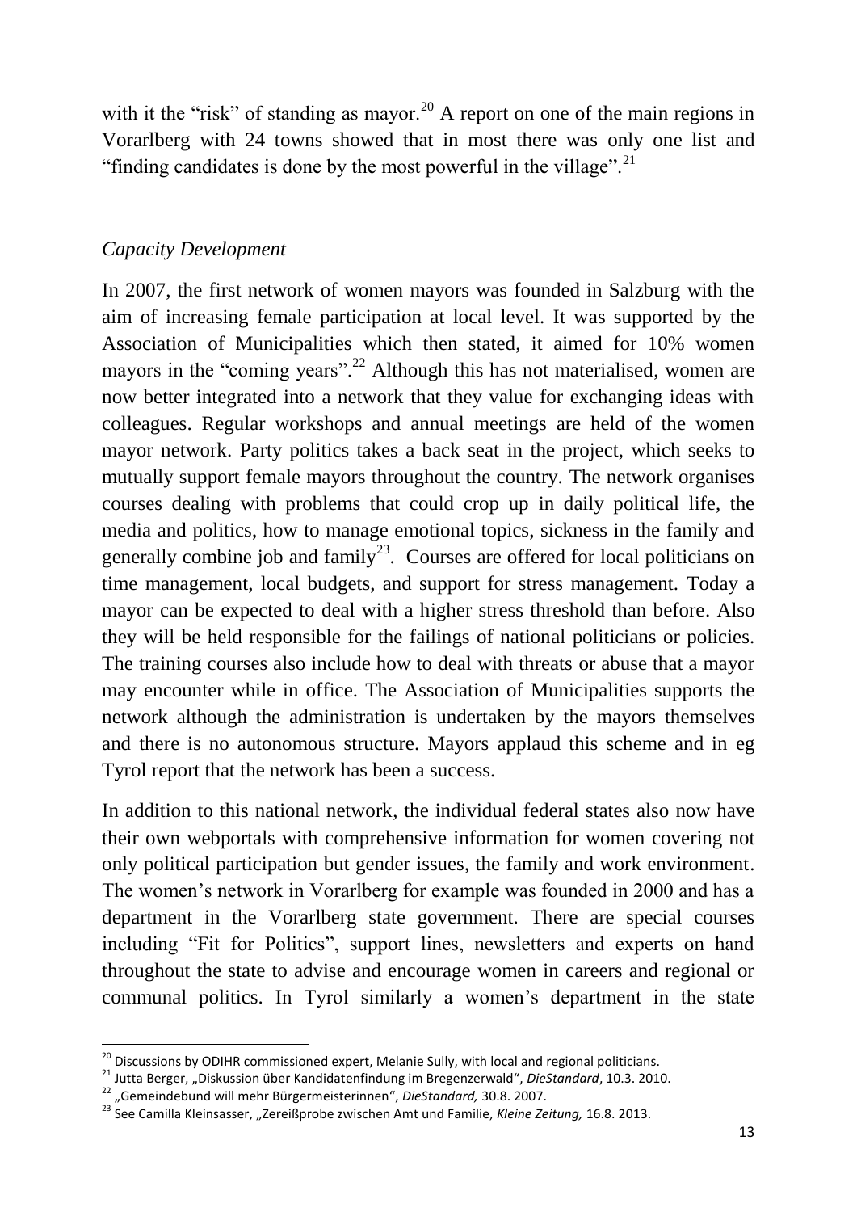with it the "risk" of standing as mayor.[20] A report on one of the main regions in Vorarlberg with 24 towns showed that in most there was only one list and "finding candidates is done by the most powerful in the village".[21]

*Capacity Development*

In 2007, the first network of women mayors was founded in Salzburg with the aim of increasing female participation at local level. It was supported by the Association of Municipalities which then stated, it aimed for 10% women mayors in the "coming years".[22] Although this has not materialised, women are now better integrated into a network that they value for exchanging ideas with colleagues. Regular workshops and annual meetings are held of the women mayor network. Party politics takes a back seat in the project, which seeks to mutually support female mayors throughout the country. The network organises courses dealing with problems that could crop up in daily political life, the media and politics, how to manage emotional topics, sickness in the family and generally combine job and family[23]. Courses are offered for local politicians on time management, local budgets, and support for stress management. Today a mayor can be expected to deal with a higher stress threshold than before. Also they will be held responsible for the failings of national politicians or policies. The training courses also include how to deal with threats or abuse that a mayor may encounter while in office. The Association of Municipalities supports the network although the administration is undertaken by the mayors themselves and there is no autonomous structure. Mayors applaud this scheme and in eg Tyrol report that the network has been a success.

In addition to this national network, the individual federal states also now have their own webportals with comprehensive information for women covering not only political participation but gender issues, the family and work environment. The women's network in Vorarlberg for example was founded in 2000 and has a department in the Vorarlberg state government. There are special courses including "Fit for Politics", support lines, newsletters and experts on hand throughout the state to advise and encourage women in careers and regional or communal politics. In Tyrol similarly a women's department in the state

[20] Discussions by ODIHR commissioned expert, Melanie Sully, with local and regional politicians.

[21] Jutta Berger, „Diskussion über Kandidatenfindung im Bregenzerwald", *DieStandard*, 10.3. 2010.

[22] „Gemeindebund will mehr Bürgermeisterinnen", *DieStandard,* 30.8. 2007.

[23] See Camilla Kleinsasser, „Zereißprobe zwischen Amt und Familie, *Kleine Zeitung,* 16.8. 2013.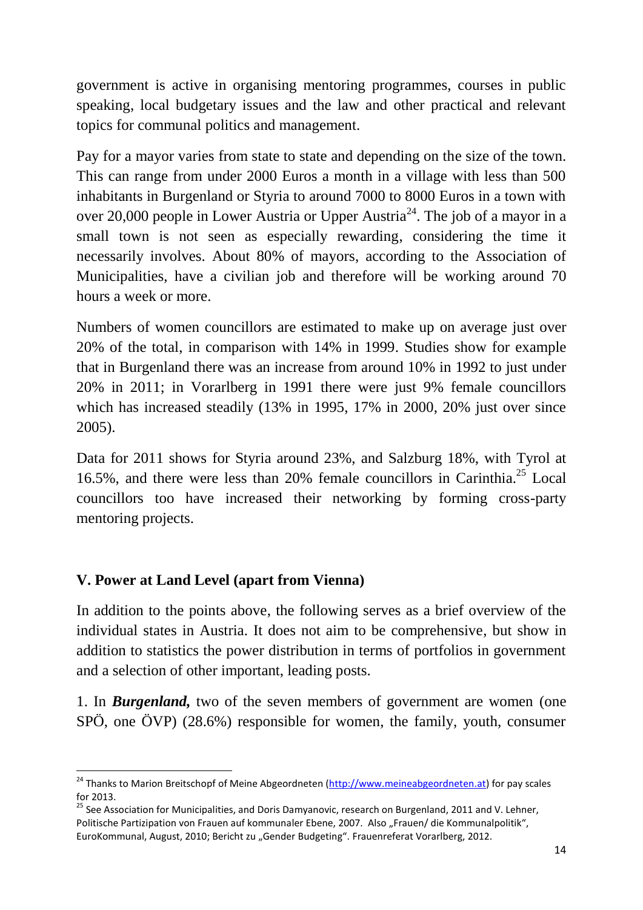government is active in organising mentoring programmes, courses in public speaking, local budgetary issues and the law and other practical and relevant topics for communal politics and management.

Pay for a mayor varies from state to state and depending on the size of the town. This can range from under 2000 Euros a month in a village with less than 500 inhabitants in Burgenland or Styria to around 7000 to 8000 Euros in a town with over 20,000 people in Lower Austria or Upper Austria[24]. The job of a mayor in a small town is not seen as especially rewarding, considering the time it necessarily involves. About 80% of mayors, according to the Association of Municipalities, have a civilian job and therefore will be working around 70 hours a week or more.

Numbers of women councillors are estimated to make up on average just over 20% of the total, in comparison with 14% in 1999. Studies show for example that in Burgenland there was an increase from around 10% in 1992 to just under 20% in 2011; in Vorarlberg in 1991 there were just 9% female councillors which has increased steadily (13% in 1995, 17% in 2000, 20% just over since 2005).

Data for 2011 shows for Styria around 23%, and Salzburg 18%, with Tyrol at 16.5%, and there were less than 20% female councillors in Carinthia.[25] Local councillors too have increased their networking by forming cross-party mentoring projects.

## V. Power at Land Level (apart from Vienna)

In addition to the points above, the following serves as a brief overview of the individual states in Austria. It does not aim to be comprehensive, but show in addition to statistics the power distribution in terms of portfolios in government and a selection of other important, leading posts.

1. In ***Burgenland,*** two of the seven members of government are women (one SPÖ, one ÖVP) (28.6%) responsible for women, the family, youth, consumer

---

[24] Thanks to Marion Breitschopf of Meine Abgeordneten (http://www.meineabgeordneten.at) for pay scales for 2013.

[25] See Association for Municipalities, and Doris Damyanovic, research on Burgenland, 2011 and V. Lehner, Politische Partizipation von Frauen auf kommunaler Ebene, 2007. Also „Frauen/ die Kommunalpolitik", EuroKommunal, August, 2010; Bericht zu „Gender Budgeting". Frauenreferat Vorarlberg, 2012.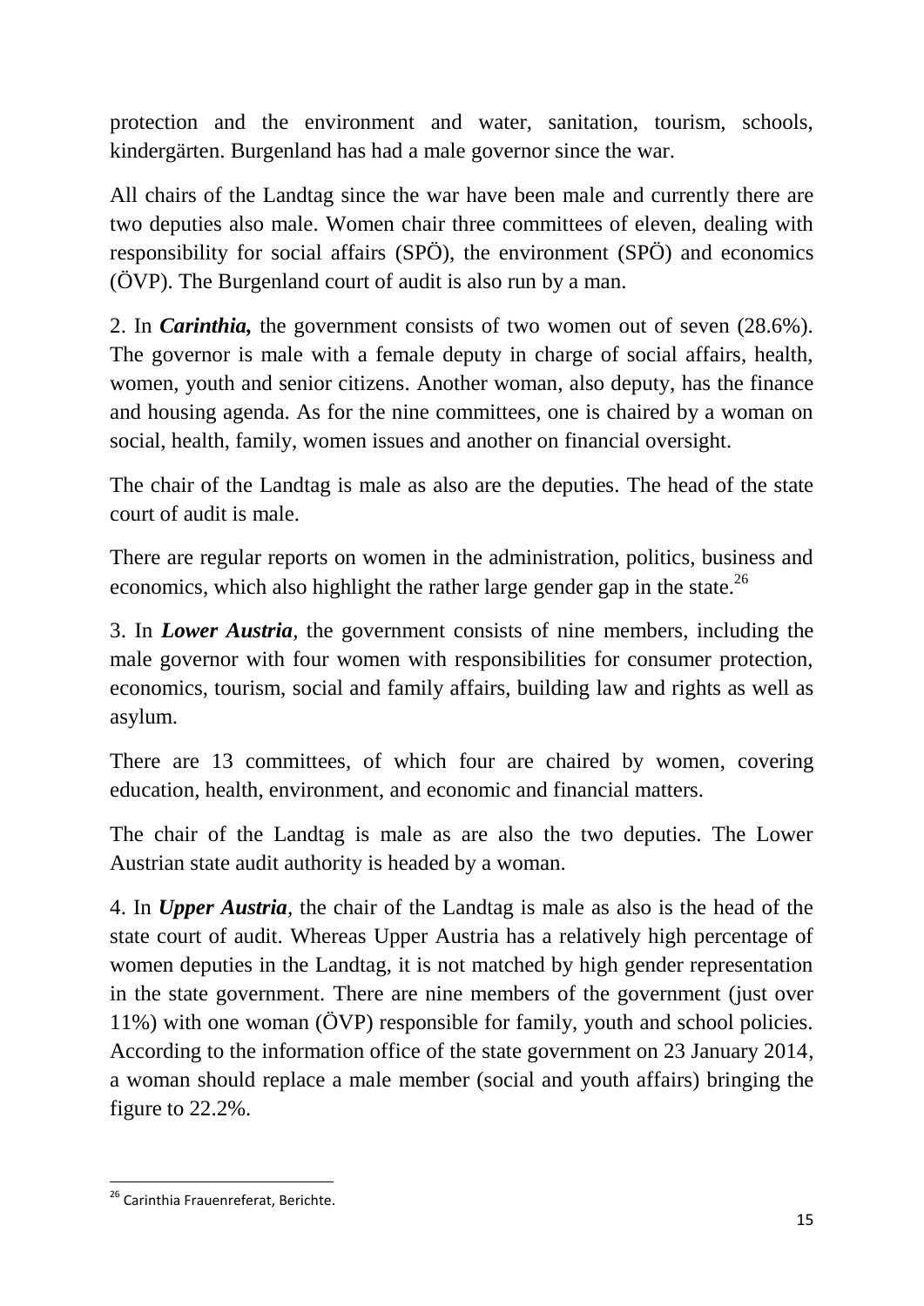protection and the environment and water, sanitation, tourism, schools, kindergärten. Burgenland has had a male governor since the war.

All chairs of the Landtag since the war have been male and currently there are two deputies also male. Women chair three committees of eleven, dealing with responsibility for social affairs (SPÖ), the environment (SPÖ) and economics (ÖVP). The Burgenland court of audit is also run by a man.

2. In ***Carinthia,*** the government consists of two women out of seven (28.6%). The governor is male with a female deputy in charge of social affairs, health, women, youth and senior citizens. Another woman, also deputy, has the finance and housing agenda. As for the nine committees, one is chaired by a woman on social, health, family, women issues and another on financial oversight.

The chair of the Landtag is male as also are the deputies. The head of the state court of audit is male.

There are regular reports on women in the administration, politics, business and economics, which also highlight the rather large gender gap in the state.[26]

3. In ***Lower Austria***, the government consists of nine members, including the male governor with four women with responsibilities for consumer protection, economics, tourism, social and family affairs, building law and rights as well as asylum.

There are 13 committees, of which four are chaired by women, covering education, health, environment, and economic and financial matters.

The chair of the Landtag is male as are also the two deputies. The Lower Austrian state audit authority is headed by a woman.

4. In ***Upper Austria***, the chair of the Landtag is male as also is the head of the state court of audit. Whereas Upper Austria has a relatively high percentage of women deputies in the Landtag, it is not matched by high gender representation in the state government. There are nine members of the government (just over 11%) with one woman (ÖVP) responsible for family, youth and school policies. According to the information office of the state government on 23 January 2014, a woman should replace a male member (social and youth affairs) bringing the figure to 22.2%.

[26] Carinthia Frauenreferat, Berichte.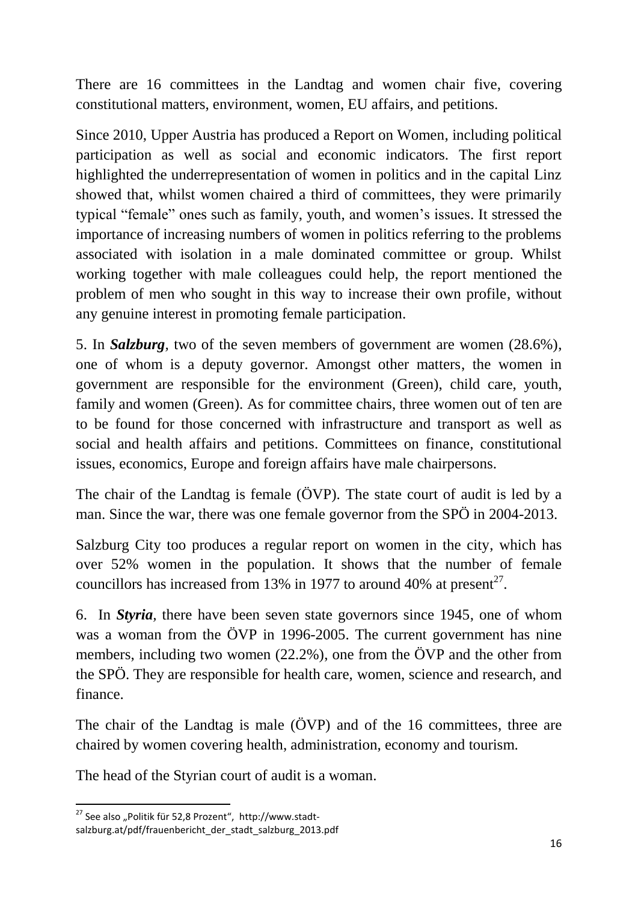There are 16 committees in the Landtag and women chair five, covering constitutional matters, environment, women, EU affairs, and petitions.

Since 2010, Upper Austria has produced a Report on Women, including political participation as well as social and economic indicators. The first report highlighted the underrepresentation of women in politics and in the capital Linz showed that, whilst women chaired a third of committees, they were primarily typical "female" ones such as family, youth, and women's issues. It stressed the importance of increasing numbers of women in politics referring to the problems associated with isolation in a male dominated committee or group. Whilst working together with male colleagues could help, the report mentioned the problem of men who sought in this way to increase their own profile, without any genuine interest in promoting female participation.

5. In ***Salzburg***, two of the seven members of government are women (28.6%), one of whom is a deputy governor. Amongst other matters, the women in government are responsible for the environment (Green), child care, youth, family and women (Green). As for committee chairs, three women out of ten are to be found for those concerned with infrastructure and transport as well as social and health affairs and petitions. Committees on finance, constitutional issues, economics, Europe and foreign affairs have male chairpersons.

The chair of the Landtag is female (ÖVP). The state court of audit is led by a man. Since the war, there was one female governor from the SPÖ in 2004-2013.

Salzburg City too produces a regular report on women in the city, which has over 52% women in the population. It shows that the number of female councillors has increased from 13% in 1977 to around 40% at present[27].

6. In ***Styria***, there have been seven state governors since 1945, one of whom was a woman from the ÖVP in 1996-2005. The current government has nine members, including two women (22.2%), one from the ÖVP and the other from the SPÖ. They are responsible for health care, women, science and research, and finance.

The chair of the Landtag is male (ÖVP) and of the 16 committees, three are chaired by women covering health, administration, economy and tourism.

The head of the Styrian court of audit is a woman.

---

[27] See also „Politik für 52,8 Prozent", http://www.stadt-salzburg.at/pdf/frauenbericht_der_stadt_salzburg_2013.pdf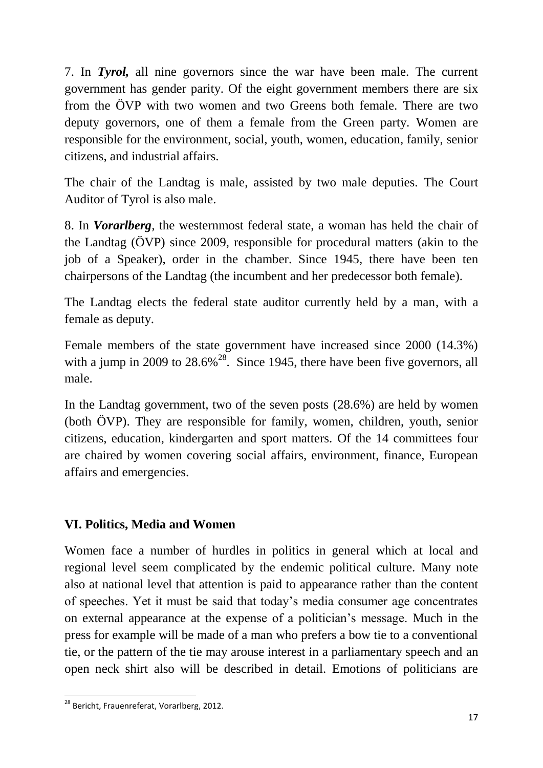7. In ***Tyrol,*** all nine governors since the war have been male. The current government has gender parity. Of the eight government members there are six from the ÖVP with two women and two Greens both female. There are two deputy governors, one of them a female from the Green party. Women are responsible for the environment, social, youth, women, education, family, senior citizens, and industrial affairs.

The chair of the Landtag is male, assisted by two male deputies. The Court Auditor of Tyrol is also male.

8. In ***Vorarlberg***, the westernmost federal state, a woman has held the chair of the Landtag (ÖVP) since 2009, responsible for procedural matters (akin to the job of a Speaker), order in the chamber. Since 1945, there have been ten chairpersons of the Landtag (the incumbent and her predecessor both female).

The Landtag elects the federal state auditor currently held by a man, with a female as deputy.

Female members of the state government have increased since 2000 (14.3%) with a jump in 2009 to 28.6%[28]. Since 1945, there have been five governors, all male.

In the Landtag government, two of the seven posts (28.6%) are held by women (both ÖVP). They are responsible for family, women, children, youth, senior citizens, education, kindergarten and sport matters. Of the 14 committees four are chaired by women covering social affairs, environment, finance, European affairs and emergencies.

## VI. Politics, Media and Women

Women face a number of hurdles in politics in general which at local and regional level seem complicated by the endemic political culture. Many note also at national level that attention is paid to appearance rather than the content of speeches. Yet it must be said that today's media consumer age concentrates on external appearance at the expense of a politician's message. Much in the press for example will be made of a man who prefers a bow tie to a conventional tie, or the pattern of the tie may arouse interest in a parliamentary speech and an open neck shirt also will be described in detail. Emotions of politicians are

---

[28] Bericht, Frauenreferat, Vorarlberg, 2012.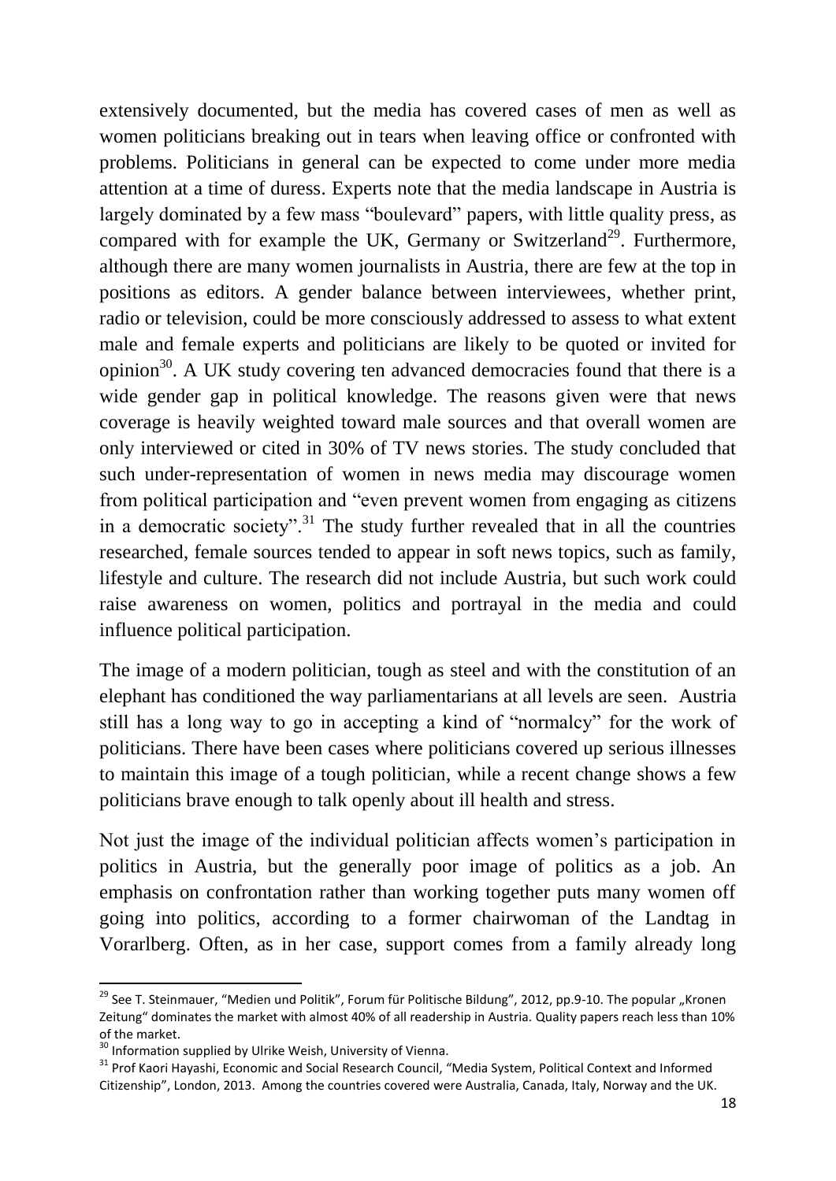extensively documented, but the media has covered cases of men as well as women politicians breaking out in tears when leaving office or confronted with problems. Politicians in general can be expected to come under more media attention at a time of duress. Experts note that the media landscape in Austria is largely dominated by a few mass "boulevard" papers, with little quality press, as compared with for example the UK, Germany or Switzerland[29]. Furthermore, although there are many women journalists in Austria, there are few at the top in positions as editors. A gender balance between interviewees, whether print, radio or television, could be more consciously addressed to assess to what extent male and female experts and politicians are likely to be quoted or invited for opinion[30]. A UK study covering ten advanced democracies found that there is a wide gender gap in political knowledge. The reasons given were that news coverage is heavily weighted toward male sources and that overall women are only interviewed or cited in 30% of TV news stories. The study concluded that such under-representation of women in news media may discourage women from political participation and "even prevent women from engaging as citizens in a democratic society".[31] The study further revealed that in all the countries researched, female sources tended to appear in soft news topics, such as family, lifestyle and culture. The research did not include Austria, but such work could raise awareness on women, politics and portrayal in the media and could influence political participation.

The image of a modern politician, tough as steel and with the constitution of an elephant has conditioned the way parliamentarians at all levels are seen. Austria still has a long way to go in accepting a kind of "normalcy" for the work of politicians. There have been cases where politicians covered up serious illnesses to maintain this image of a tough politician, while a recent change shows a few politicians brave enough to talk openly about ill health and stress.

Not just the image of the individual politician affects women's participation in politics in Austria, but the generally poor image of politics as a job. An emphasis on confrontation rather than working together puts many women off going into politics, according to a former chairwoman of the Landtag in Vorarlberg. Often, as in her case, support comes from a family already long

---

[29] See T. Steinmauer, "Medien und Politik", Forum für Politische Bildung", 2012, pp.9-10. The popular „Kronen Zeitung" dominates the market with almost 40% of all readership in Austria. Quality papers reach less than 10% of the market.

[30] Information supplied by Ulrike Weish, University of Vienna.

[31] Prof Kaori Hayashi, Economic and Social Research Council, "Media System, Political Context and Informed Citizenship", London, 2013. Among the countries covered were Australia, Canada, Italy, Norway and the UK.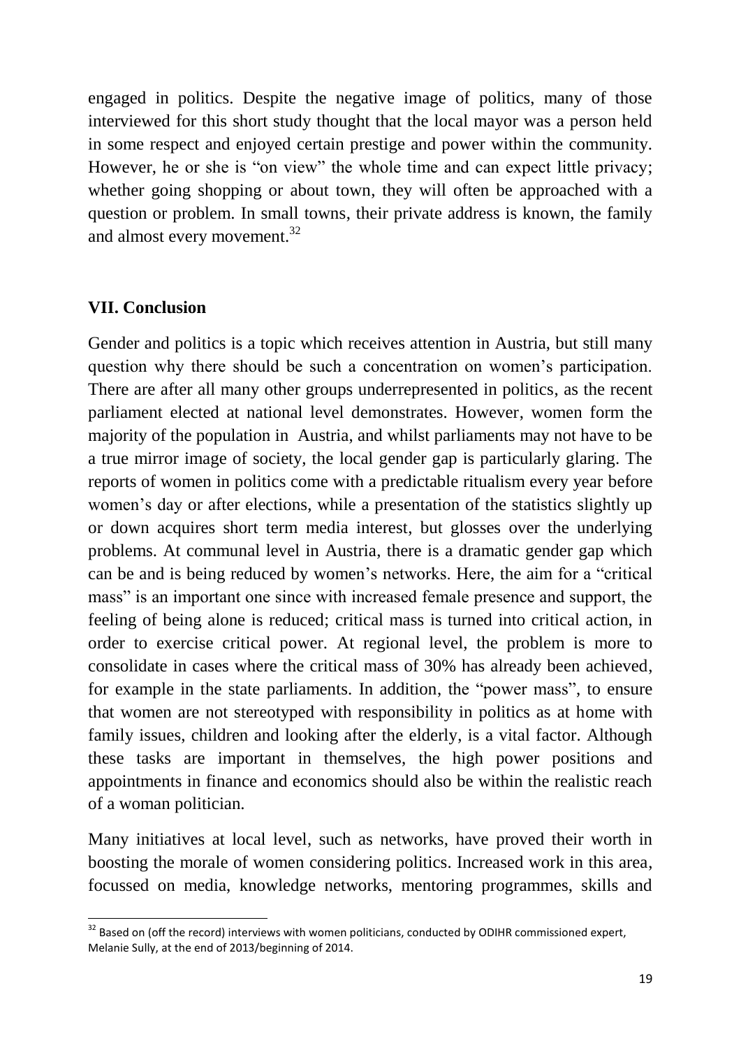engaged in politics. Despite the negative image of politics, many of those interviewed for this short study thought that the local mayor was a person held in some respect and enjoyed certain prestige and power within the community. However, he or she is "on view" the whole time and can expect little privacy; whether going shopping or about town, they will often be approached with a question or problem. In small towns, their private address is known, the family and almost every movement.[32]

## VII. Conclusion

Gender and politics is a topic which receives attention in Austria, but still many question why there should be such a concentration on women's participation. There are after all many other groups underrepresented in politics, as the recent parliament elected at national level demonstrates. However, women form the majority of the population in Austria, and whilst parliaments may not have to be a true mirror image of society, the local gender gap is particularly glaring. The reports of women in politics come with a predictable ritualism every year before women's day or after elections, while a presentation of the statistics slightly up or down acquires short term media interest, but glosses over the underlying problems. At communal level in Austria, there is a dramatic gender gap which can be and is being reduced by women's networks. Here, the aim for a "critical mass" is an important one since with increased female presence and support, the feeling of being alone is reduced; critical mass is turned into critical action, in order to exercise critical power. At regional level, the problem is more to consolidate in cases where the critical mass of 30% has already been achieved, for example in the state parliaments. In addition, the "power mass", to ensure that women are not stereotyped with responsibility in politics as at home with family issues, children and looking after the elderly, is a vital factor. Although these tasks are important in themselves, the high power positions and appointments in finance and economics should also be within the realistic reach of a woman politician.

Many initiatives at local level, such as networks, have proved their worth in boosting the morale of women considering politics. Increased work in this area, focussed on media, knowledge networks, mentoring programmes, skills and

---

[32] Based on (off the record) interviews with women politicians, conducted by ODIHR commissioned expert, Melanie Sully, at the end of 2013/beginning of 2014.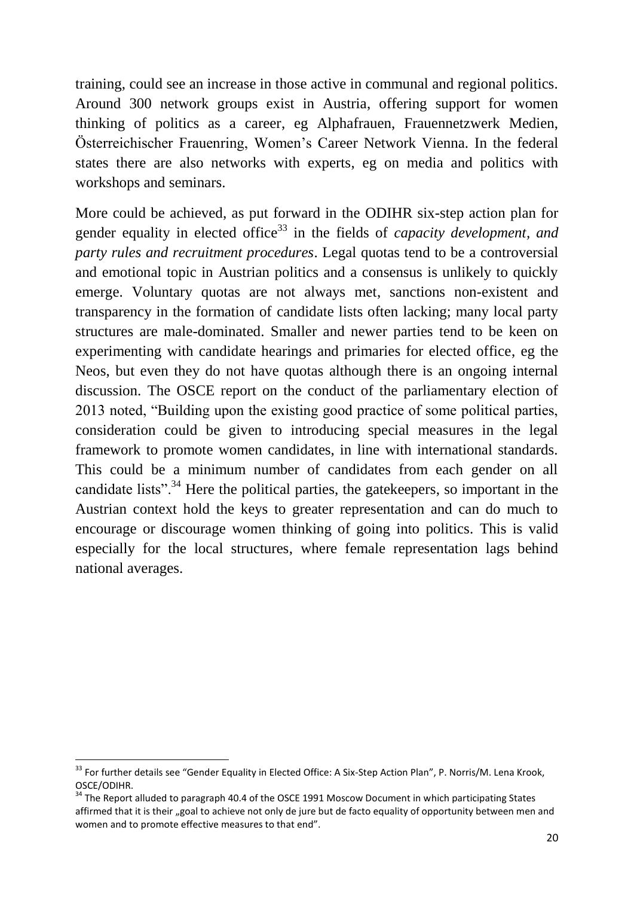training, could see an increase in those active in communal and regional politics. Around 300 network groups exist in Austria, offering support for women thinking of politics as a career, eg Alphafrauen, Frauennetzwerk Medien, Österreichischer Frauenring, Women's Career Network Vienna. In the federal states there are also networks with experts, eg on media and politics with workshops and seminars.

More could be achieved, as put forward in the ODIHR six-step action plan for gender equality in elected office[33] in the fields of *capacity development, and party rules and recruitment procedures*. Legal quotas tend to be a controversial and emotional topic in Austrian politics and a consensus is unlikely to quickly emerge. Voluntary quotas are not always met, sanctions non-existent and transparency in the formation of candidate lists often lacking; many local party structures are male-dominated. Smaller and newer parties tend to be keen on experimenting with candidate hearings and primaries for elected office, eg the Neos, but even they do not have quotas although there is an ongoing internal discussion. The OSCE report on the conduct of the parliamentary election of 2013 noted, "Building upon the existing good practice of some political parties, consideration could be given to introducing special measures in the legal framework to promote women candidates, in line with international standards. This could be a minimum number of candidates from each gender on all candidate lists".[34] Here the political parties, the gatekeepers, so important in the Austrian context hold the keys to greater representation and can do much to encourage or discourage women thinking of going into politics. This is valid especially for the local structures, where female representation lags behind national averages.

---

[33] For further details see "Gender Equality in Elected Office: A Six-Step Action Plan", P. Norris/M. Lena Krook, OSCE/ODIHR.

[34] The Report alluded to paragraph 40.4 of the OSCE 1991 Moscow Document in which participating States affirmed that it is their „goal to achieve not only de jure but de facto equality of opportunity between men and women and to promote effective measures to that end".